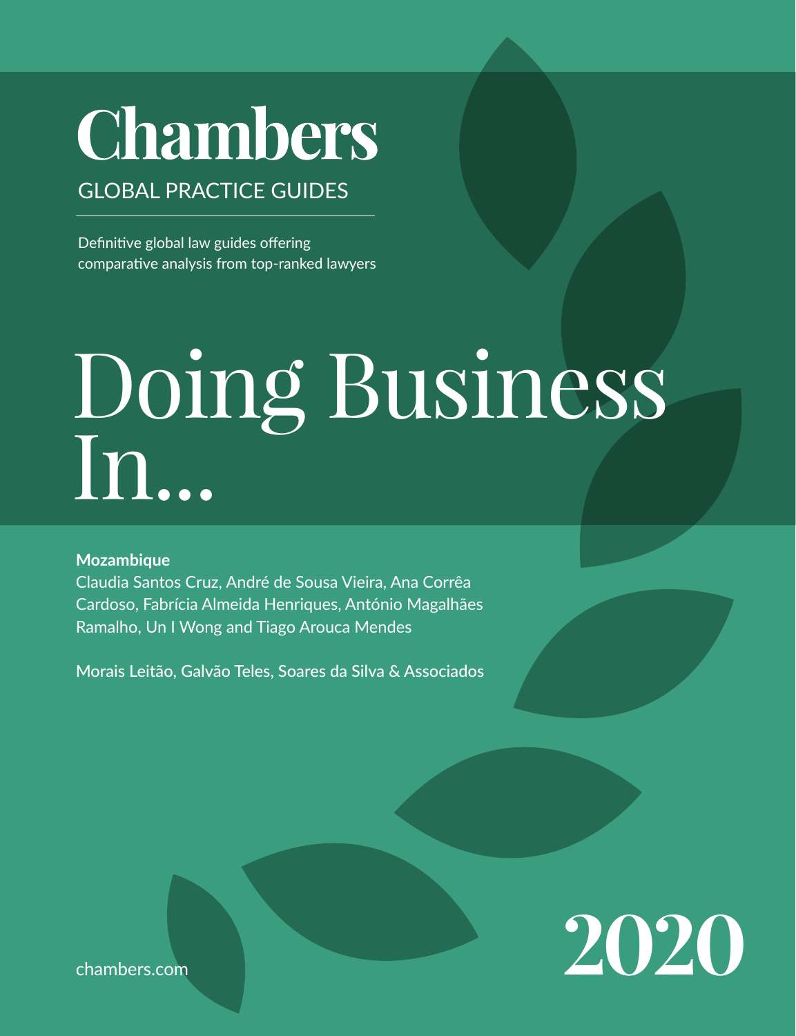# Chambers

GLOBAL PRACTICE GUIDES

Definitive global law guides offering comparative analysis from top-ranked lawyers

# Doing Business In...

**Mozambique**

Claudia Santos Cruz, André de Sousa Vieira, Ana Corrêa Cardoso, Fabrícia Almeida Henriques, António Magalhães Ramalho, Un I Wong and Tiago Arouca Mendes

Morais Leitão, Galvão Teles, Soares da Silva & Associados

chambers.com

2020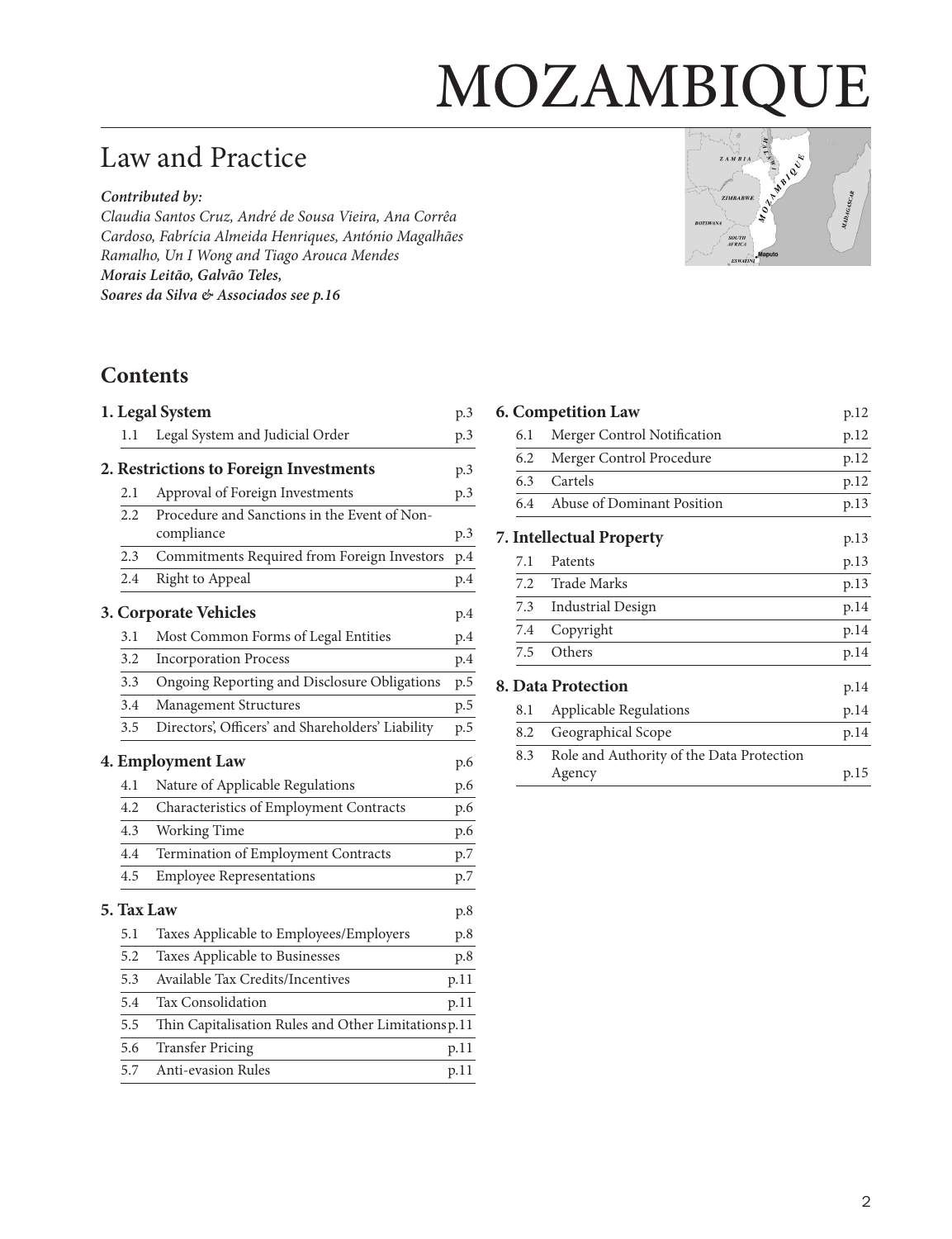# MOZAMBIQUE

## Law and Practice

***Contributed by:***
*Claudia Santos Cruz, André de Sousa Vieira, Ana Corrêa Cardoso, Fabrícia Almeida Henriques, António Magalhães Ramalho, Un I Wong and Tiago Arouca Mendes*
***Morais Leitão, Galvão Teles, Soares da Silva & Associados see p.16***

## Contents

**1. Legal System** p.3
- 1.1 Legal System and Judicial Order p.3

**2. Restrictions to Foreign Investments** p.3
- 2.1 Approval of Foreign Investments p.3
- 2.2 Procedure and Sanctions in the Event of Non-compliance p.3
- 2.3 Commitments Required from Foreign Investors p.4
- 2.4 Right to Appeal p.4

**3. Corporate Vehicles** p.4
- 3.1 Most Common Forms of Legal Entities p.4
- 3.2 Incorporation Process p.4
- 3.3 Ongoing Reporting and Disclosure Obligations p.5
- 3.4 Management Structures p.5
- 3.5 Directors', Officers' and Shareholders' Liability p.5

**4. Employment Law** p.6
- 4.1 Nature of Applicable Regulations p.6
- 4.2 Characteristics of Employment Contracts p.6
- 4.3 Working Time p.6
- 4.4 Termination of Employment Contracts p.7
- 4.5 Employee Representations p.7

**5. Tax Law** p.8
- 5.1 Taxes Applicable to Employees/Employers p.8
- 5.2 Taxes Applicable to Businesses p.8
- 5.3 Available Tax Credits/Incentives p.11
- 5.4 Tax Consolidation p.11
- 5.5 Thin Capitalisation Rules and Other Limitations p.11
- 5.6 Transfer Pricing p.11
- 5.7 Anti-evasion Rules p.11

**6. Competition Law** p.12
- 6.1 Merger Control Notification p.12
- 6.2 Merger Control Procedure p.12
- 6.3 Cartels p.12
- 6.4 Abuse of Dominant Position p.13

**7. Intellectual Property** p.13
- 7.1 Patents p.13
- 7.2 Trade Marks p.13
- 7.3 Industrial Design p.14
- 7.4 Copyright p.14
- 7.5 Others p.14

**8. Data Protection** p.14
- 8.1 Applicable Regulations p.14
- 8.2 Geographical Scope p.14
- 8.3 Role and Authority of the Data Protection Agency p.15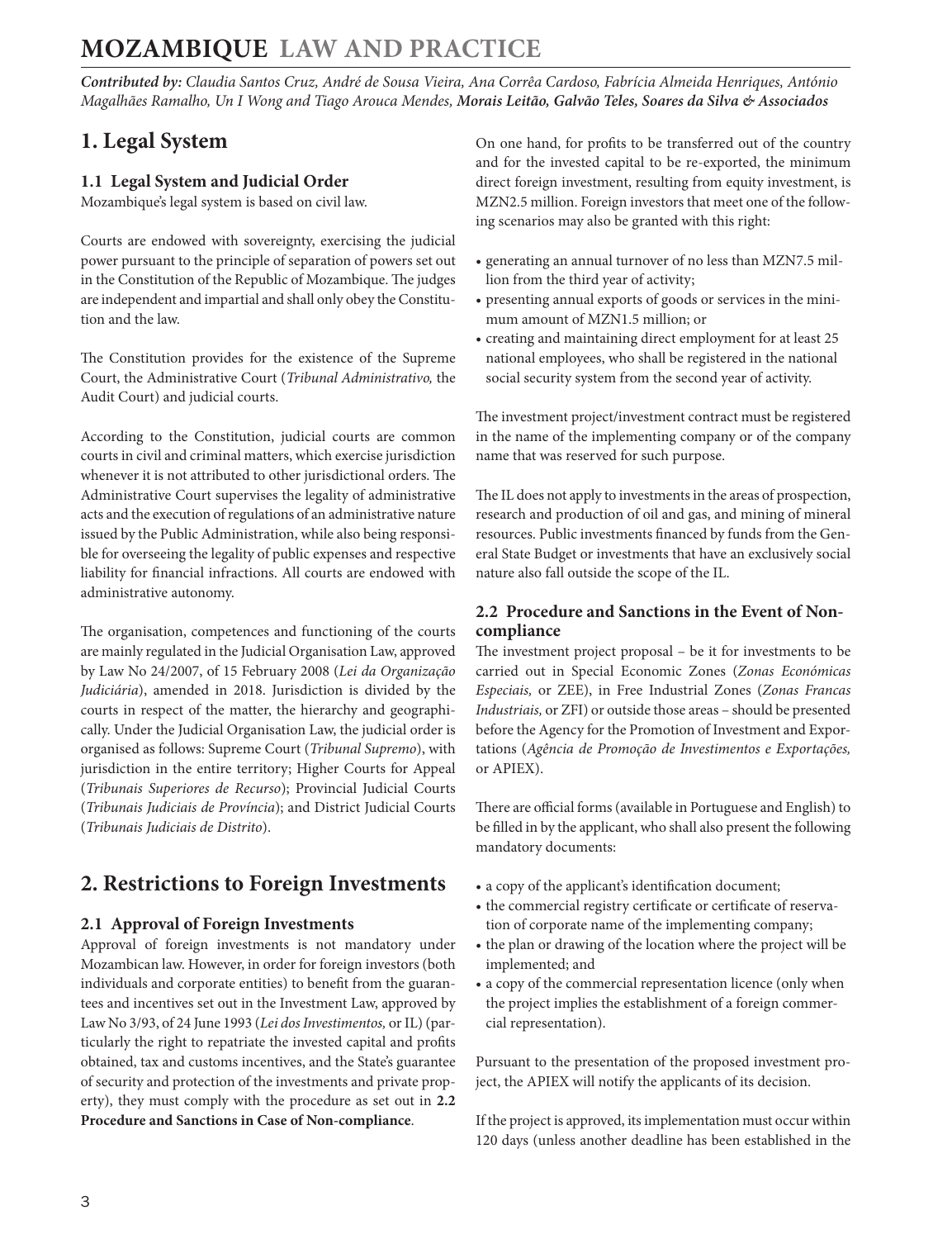# MOZAMBIQUE LAW AND PRACTICE

***Contributed by:** Claudia Santos Cruz, André de Sousa Vieira, Ana Corrêa Cardoso, Fabrícia Almeida Henriques, António Magalhães Ramalho, Un I Wong and Tiago Arouca Mendes, **Morais Leitão, Galvão Teles, Soares da Silva & Associados***

## 1. Legal System

### 1.1 Legal System and Judicial Order

Mozambique's legal system is based on civil law.

Courts are endowed with sovereignty, exercising the judicial power pursuant to the principle of separation of powers set out in the Constitution of the Republic of Mozambique. The judges are independent and impartial and shall only obey the Constitution and the law.

The Constitution provides for the existence of the Supreme Court, the Administrative Court (*Tribunal Administrativo,* the Audit Court) and judicial courts.

According to the Constitution, judicial courts are common courts in civil and criminal matters, which exercise jurisdiction whenever it is not attributed to other jurisdictional orders. The Administrative Court supervises the legality of administrative acts and the execution of regulations of an administrative nature issued by the Public Administration, while also being responsible for overseeing the legality of public expenses and respective liability for financial infractions. All courts are endowed with administrative autonomy.

The organisation, competences and functioning of the courts are mainly regulated in the Judicial Organisation Law, approved by Law No 24/2007, of 15 February 2008 (*Lei da Organização Judiciária*), amended in 2018. Jurisdiction is divided by the courts in respect of the matter, the hierarchy and geographically. Under the Judicial Organisation Law, the judicial order is organised as follows: Supreme Court (*Tribunal Supremo*), with jurisdiction in the entire territory; Higher Courts for Appeal (*Tribunais Superiores de Recurso*); Provincial Judicial Courts (*Tribunais Judiciais de Província*); and District Judicial Courts (*Tribunais Judiciais de Distrito*).

## 2. Restrictions to Foreign Investments

### 2.1 Approval of Foreign Investments

Approval of foreign investments is not mandatory under Mozambican law. However, in order for foreign investors (both individuals and corporate entities) to benefit from the guarantees and incentives set out in the Investment Law, approved by Law No 3/93, of 24 June 1993 (*Lei dos Investimentos,* or IL) (particularly the right to repatriate the invested capital and profits obtained, tax and customs incentives, and the State's guarantee of security and protection of the investments and private property), they must comply with the procedure as set out in **2.2 Procedure and Sanctions in Case of Non-compliance**.

On one hand, for profits to be transferred out of the country and for the invested capital to be re-exported, the minimum direct foreign investment, resulting from equity investment, is MZN2.5 million. Foreign investors that meet one of the following scenarios may also be granted with this right:

- generating an annual turnover of no less than MZN7.5 million from the third year of activity;
- presenting annual exports of goods or services in the minimum amount of MZN1.5 million; or
- creating and maintaining direct employment for at least 25 national employees, who shall be registered in the national social security system from the second year of activity.

The investment project/investment contract must be registered in the name of the implementing company or of the company name that was reserved for such purpose.

The IL does not apply to investments in the areas of prospection, research and production of oil and gas, and mining of mineral resources. Public investments financed by funds from the General State Budget or investments that have an exclusively social nature also fall outside the scope of the IL.

### 2.2 Procedure and Sanctions in the Event of Non-compliance

The investment project proposal – be it for investments to be carried out in Special Economic Zones (*Zonas Económicas Especiais,* or ZEE), in Free Industrial Zones (*Zonas Francas Industriais,* or ZFI) or outside those areas – should be presented before the Agency for the Promotion of Investment and Exportations (*Agência de Promoção de Investimentos e Exportações,* or APIEX).

There are official forms (available in Portuguese and English) to be filled in by the applicant, who shall also present the following mandatory documents:

- a copy of the applicant's identification document;
- the commercial registry certificate or certificate of reservation of corporate name of the implementing company;
- the plan or drawing of the location where the project will be implemented; and
- a copy of the commercial representation licence (only when the project implies the establishment of a foreign commercial representation).

Pursuant to the presentation of the proposed investment project, the APIEX will notify the applicants of its decision.

If the project is approved, its implementation must occur within 120 days (unless another deadline has been established in the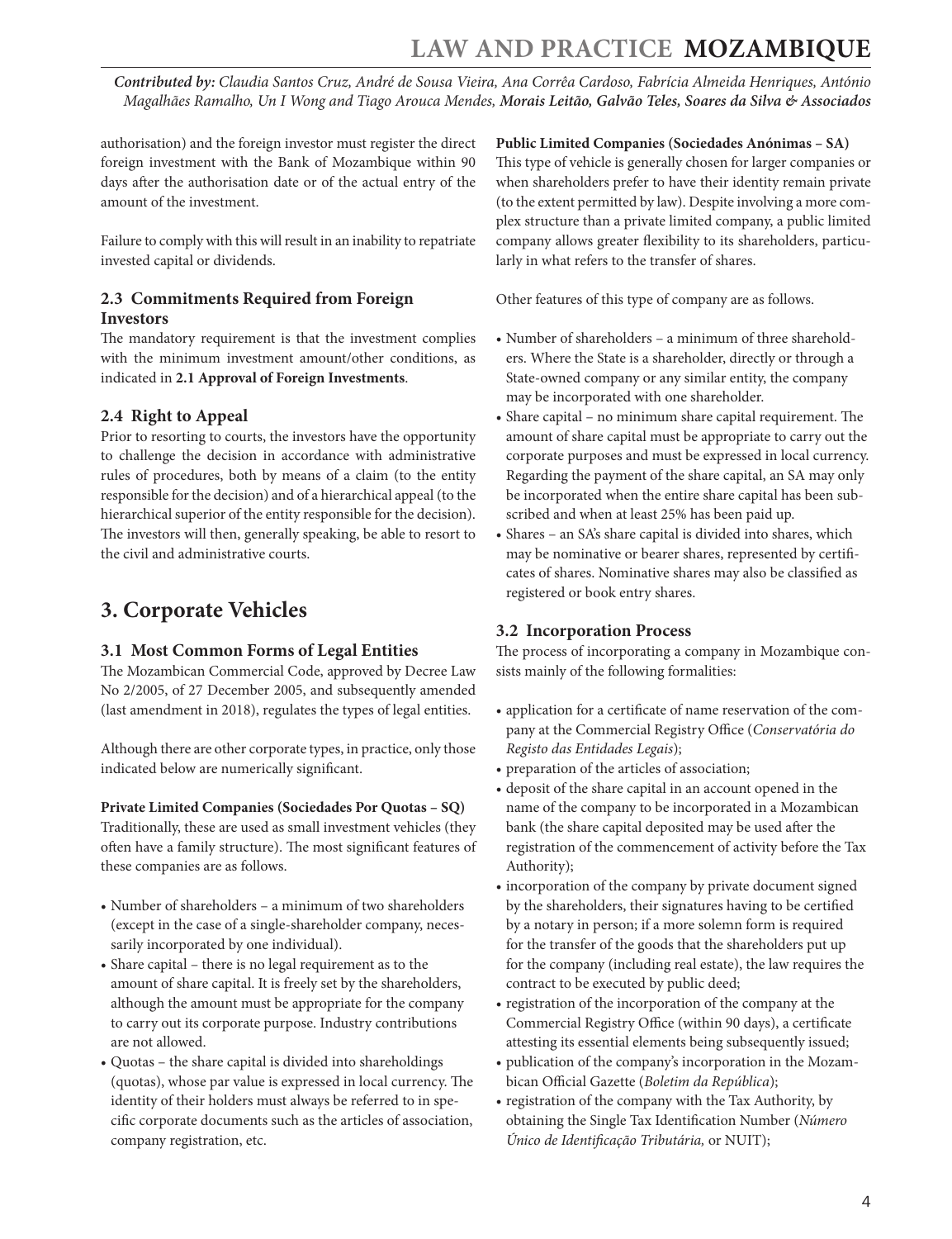authorisation) and the foreign investor must register the direct foreign investment with the Bank of Mozambique within 90 days after the authorisation date or of the actual entry of the amount of the investment.

Failure to comply with this will result in an inability to repatriate invested capital or dividends.

### 2.3 Commitments Required from Foreign Investors

The mandatory requirement is that the investment complies with the minimum investment amount/other conditions, as indicated in **2.1 Approval of Foreign Investments**.

### 2.4 Right to Appeal

Prior to resorting to courts, the investors have the opportunity to challenge the decision in accordance with administrative rules of procedures, both by means of a claim (to the entity responsible for the decision) and of a hierarchical appeal (to the hierarchical superior of the entity responsible for the decision). The investors will then, generally speaking, be able to resort to the civil and administrative courts.

## 3. Corporate Vehicles

### 3.1 Most Common Forms of Legal Entities

The Mozambican Commercial Code, approved by Decree Law No 2/2005, of 27 December 2005, and subsequently amended (last amendment in 2018), regulates the types of legal entities.

Although there are other corporate types, in practice, only those indicated below are numerically significant.

**Private Limited Companies (Sociedades Por Quotas – SQ)**

Traditionally, these are used as small investment vehicles (they often have a family structure). The most significant features of these companies are as follows.

- Number of shareholders – a minimum of two shareholders (except in the case of a single-shareholder company, necessarily incorporated by one individual).
- Share capital – there is no legal requirement as to the amount of share capital. It is freely set by the shareholders, although the amount must be appropriate for the company to carry out its corporate purpose. Industry contributions are not allowed.
- Quotas – the share capital is divided into shareholdings (quotas), whose par value is expressed in local currency. The identity of their holders must always be referred to in specific corporate documents such as the articles of association, company registration, etc.

**Public Limited Companies (Sociedades Anónimas – SA)**

This type of vehicle is generally chosen for larger companies or when shareholders prefer to have their identity remain private (to the extent permitted by law). Despite involving a more complex structure than a private limited company, a public limited company allows greater flexibility to its shareholders, particularly in what refers to the transfer of shares.

Other features of this type of company are as follows.

- Number of shareholders – a minimum of three shareholders. Where the State is a shareholder, directly or through a State-owned company or any similar entity, the company may be incorporated with one shareholder.
- Share capital – no minimum share capital requirement. The amount of share capital must be appropriate to carry out the corporate purposes and must be expressed in local currency. Regarding the payment of the share capital, an SA may only be incorporated when the entire share capital has been subscribed and when at least 25% has been paid up.
- Shares – an SA's share capital is divided into shares, which may be nominative or bearer shares, represented by certificates of shares. Nominative shares may also be classified as registered or book entry shares.

### 3.2 Incorporation Process

The process of incorporating a company in Mozambique consists mainly of the following formalities:

- application for a certificate of name reservation of the company at the Commercial Registry Office (*Conservatória do Registo das Entidades Legais*);
- preparation of the articles of association;
- deposit of the share capital in an account opened in the name of the company to be incorporated in a Mozambican bank (the share capital deposited may be used after the registration of the commencement of activity before the Tax Authority);
- incorporation of the company by private document signed by the shareholders, their signatures having to be certified by a notary in person; if a more solemn form is required for the transfer of the goods that the shareholders put up for the company (including real estate), the law requires the contract to be executed by public deed;
- registration of the incorporation of the company at the Commercial Registry Office (within 90 days), a certificate attesting its essential elements being subsequently issued;
- publication of the company's incorporation in the Mozambican Official Gazette (*Boletim da República*);
- registration of the company with the Tax Authority, by obtaining the Single Tax Identification Number (*Número Único de Identificação Tributária,* or NUIT);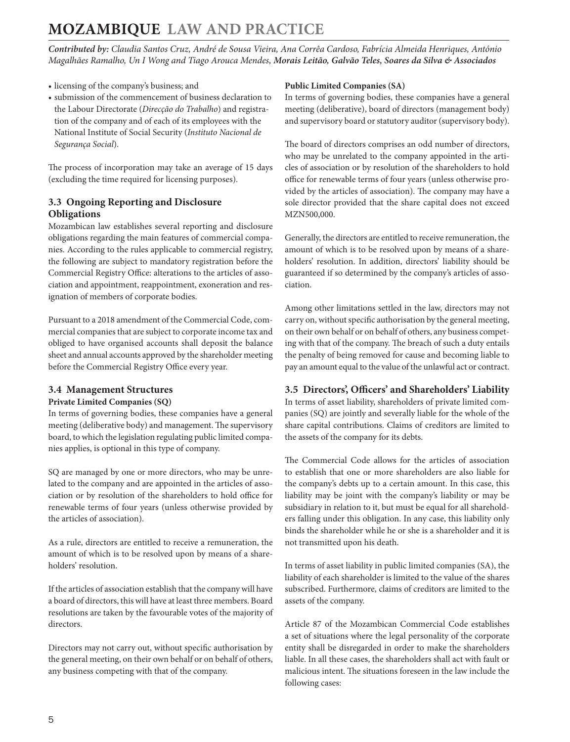- licensing of the company's business; and
- submission of the commencement of business declaration to the Labour Directorate (*Direcção do Trabalho*) and registration of the company and of each of its employees with the National Institute of Social Security (*Instituto Nacional de Segurança Social*).

The process of incorporation may take an average of 15 days (excluding the time required for licensing purposes).

### 3.3 Ongoing Reporting and Disclosure Obligations

Mozambican law establishes several reporting and disclosure obligations regarding the main features of commercial companies. According to the rules applicable to commercial registry, the following are subject to mandatory registration before the Commercial Registry Office: alterations to the articles of association and appointment, reappointment, exoneration and resignation of members of corporate bodies.

Pursuant to a 2018 amendment of the Commercial Code, commercial companies that are subject to corporate income tax and obliged to have organised accounts shall deposit the balance sheet and annual accounts approved by the shareholder meeting before the Commercial Registry Office every year.

### 3.4 Management Structures

**Private Limited Companies (SQ)**

In terms of governing bodies, these companies have a general meeting (deliberative body) and management. The supervisory board, to which the legislation regulating public limited companies applies, is optional in this type of company.

SQ are managed by one or more directors, who may be unrelated to the company and are appointed in the articles of association or by resolution of the shareholders to hold office for renewable terms of four years (unless otherwise provided by the articles of association).

As a rule, directors are entitled to receive a remuneration, the amount of which is to be resolved upon by means of a shareholders' resolution.

If the articles of association establish that the company will have a board of directors, this will have at least three members. Board resolutions are taken by the favourable votes of the majority of directors.

Directors may not carry out, without specific authorisation by the general meeting, on their own behalf or on behalf of others, any business competing with that of the company.

**Public Limited Companies (SA)**

In terms of governing bodies, these companies have a general meeting (deliberative), board of directors (management body) and supervisory board or statutory auditor (supervisory body).

The board of directors comprises an odd number of directors, who may be unrelated to the company appointed in the articles of association or by resolution of the shareholders to hold office for renewable terms of four years (unless otherwise provided by the articles of association). The company may have a sole director provided that the share capital does not exceed MZN500,000.

Generally, the directors are entitled to receive remuneration, the amount of which is to be resolved upon by means of a shareholders' resolution. In addition, directors' liability should be guaranteed if so determined by the company's articles of association.

Among other limitations settled in the law, directors may not carry on, without specific authorisation by the general meeting, on their own behalf or on behalf of others, any business competing with that of the company. The breach of such a duty entails the penalty of being removed for cause and becoming liable to pay an amount equal to the value of the unlawful act or contract.

### 3.5 Directors', Officers' and Shareholders' Liability

In terms of asset liability, shareholders of private limited companies (SQ) are jointly and severally liable for the whole of the share capital contributions. Claims of creditors are limited to the assets of the company for its debts.

The Commercial Code allows for the articles of association to establish that one or more shareholders are also liable for the company's debts up to a certain amount. In this case, this liability may be joint with the company's liability or may be subsidiary in relation to it, but must be equal for all shareholders falling under this obligation. In any case, this liability only binds the shareholder while he or she is a shareholder and it is not transmitted upon his death.

In terms of asset liability in public limited companies (SA), the liability of each shareholder is limited to the value of the shares subscribed. Furthermore, claims of creditors are limited to the assets of the company.

Article 87 of the Mozambican Commercial Code establishes a set of situations where the legal personality of the corporate entity shall be disregarded in order to make the shareholders liable. In all these cases, the shareholders shall act with fault or malicious intent. The situations foreseen in the law include the following cases: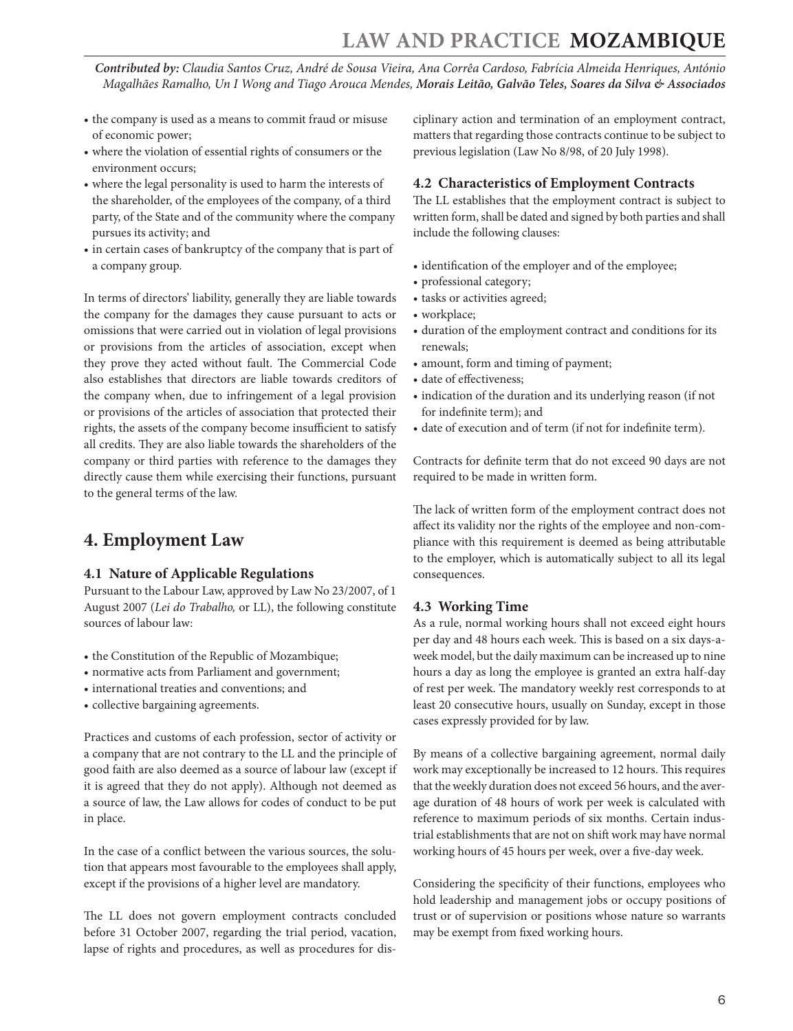- the company is used as a means to commit fraud or misuse of economic power;
- where the violation of essential rights of consumers or the environment occurs;
- where the legal personality is used to harm the interests of the shareholder, of the employees of the company, of a third party, of the State and of the community where the company pursues its activity; and
- in certain cases of bankruptcy of the company that is part of a company group.

In terms of directors' liability, generally they are liable towards the company for the damages they cause pursuant to acts or omissions that were carried out in violation of legal provisions or provisions from the articles of association, except when they prove they acted without fault. The Commercial Code also establishes that directors are liable towards creditors of the company when, due to infringement of a legal provision or provisions of the articles of association that protected their rights, the assets of the company become insufficient to satisfy all credits. They are also liable towards the shareholders of the company or third parties with reference to the damages they directly cause them while exercising their functions, pursuant to the general terms of the law.

## 4. Employment Law

### 4.1 Nature of Applicable Regulations

Pursuant to the Labour Law, approved by Law No 23/2007, of 1 August 2007 (*Lei do Trabalho,* or LL), the following constitute sources of labour law:

- the Constitution of the Republic of Mozambique;
- normative acts from Parliament and government;
- international treaties and conventions; and
- collective bargaining agreements.

Practices and customs of each profession, sector of activity or a company that are not contrary to the LL and the principle of good faith are also deemed as a source of labour law (except if it is agreed that they do not apply). Although not deemed as a source of law, the Law allows for codes of conduct to be put in place.

In the case of a conflict between the various sources, the solution that appears most favourable to the employees shall apply, except if the provisions of a higher level are mandatory.

The LL does not govern employment contracts concluded before 31 October 2007, regarding the trial period, vacation, lapse of rights and procedures, as well as procedures for disciplinary action and termination of an employment contract, matters that regarding those contracts continue to be subject to previous legislation (Law No 8/98, of 20 July 1998).

### 4.2 Characteristics of Employment Contracts

The LL establishes that the employment contract is subject to written form, shall be dated and signed by both parties and shall include the following clauses:

- identification of the employer and of the employee;
- professional category;
- tasks or activities agreed;
- workplace;
- duration of the employment contract and conditions for its renewals;
- amount, form and timing of payment;
- date of effectiveness;
- indication of the duration and its underlying reason (if not for indefinite term); and
- date of execution and of term (if not for indefinite term).

Contracts for definite term that do not exceed 90 days are not required to be made in written form.

The lack of written form of the employment contract does not affect its validity nor the rights of the employee and non-compliance with this requirement is deemed as being attributable to the employer, which is automatically subject to all its legal consequences.

### 4.3 Working Time

As a rule, normal working hours shall not exceed eight hours per day and 48 hours each week. This is based on a six days-a-week model, but the daily maximum can be increased up to nine hours a day as long the employee is granted an extra half-day of rest per week. The mandatory weekly rest corresponds to at least 20 consecutive hours, usually on Sunday, except in those cases expressly provided for by law.

By means of a collective bargaining agreement, normal daily work may exceptionally be increased to 12 hours. This requires that the weekly duration does not exceed 56 hours, and the average duration of 48 hours of work per week is calculated with reference to maximum periods of six months. Certain industrial establishments that are not on shift work may have normal working hours of 45 hours per week, over a five-day week.

Considering the specificity of their functions, employees who hold leadership and management jobs or occupy positions of trust or of supervision or positions whose nature so warrants may be exempt from fixed working hours.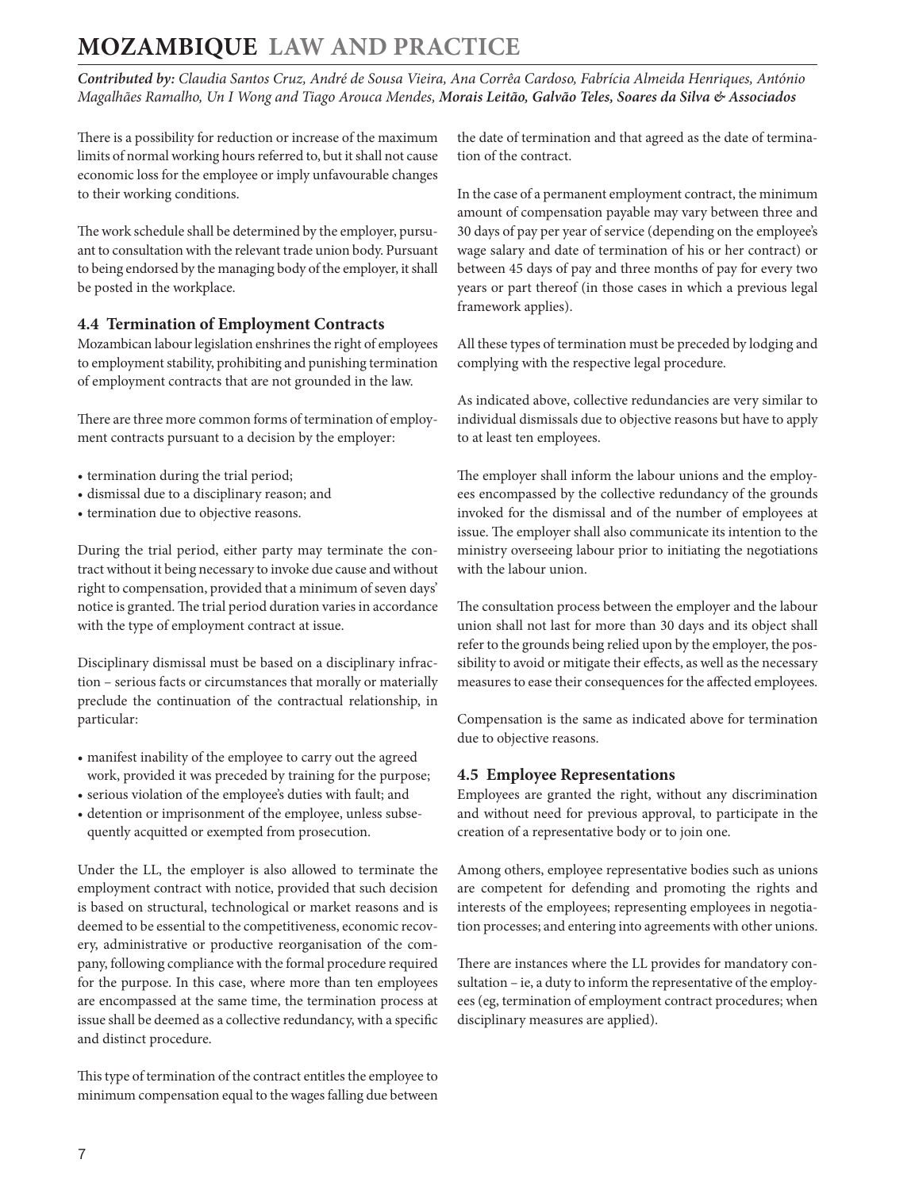There is a possibility for reduction or increase of the maximum limits of normal working hours referred to, but it shall not cause economic loss for the employee or imply unfavourable changes to their working conditions.

The work schedule shall be determined by the employer, pursuant to consultation with the relevant trade union body. Pursuant to being endorsed by the managing body of the employer, it shall be posted in the workplace.

### 4.4 Termination of Employment Contracts

Mozambican labour legislation enshrines the right of employees to employment stability, prohibiting and punishing termination of employment contracts that are not grounded in the law.

There are three more common forms of termination of employment contracts pursuant to a decision by the employer:

- termination during the trial period;
- dismissal due to a disciplinary reason; and
- termination due to objective reasons.

During the trial period, either party may terminate the contract without it being necessary to invoke due cause and without right to compensation, provided that a minimum of seven days' notice is granted. The trial period duration varies in accordance with the type of employment contract at issue.

Disciplinary dismissal must be based on a disciplinary infraction – serious facts or circumstances that morally or materially preclude the continuation of the contractual relationship, in particular:

- manifest inability of the employee to carry out the agreed work, provided it was preceded by training for the purpose;
- serious violation of the employee's duties with fault; and
- detention or imprisonment of the employee, unless subsequently acquitted or exempted from prosecution.

Under the LL, the employer is also allowed to terminate the employment contract with notice, provided that such decision is based on structural, technological or market reasons and is deemed to be essential to the competitiveness, economic recovery, administrative or productive reorganisation of the company, following compliance with the formal procedure required for the purpose. In this case, where more than ten employees are encompassed at the same time, the termination process at issue shall be deemed as a collective redundancy, with a specific and distinct procedure.

This type of termination of the contract entitles the employee to minimum compensation equal to the wages falling due between the date of termination and that agreed as the date of termination of the contract.

In the case of a permanent employment contract, the minimum amount of compensation payable may vary between three and 30 days of pay per year of service (depending on the employee's wage salary and date of termination of his or her contract) or between 45 days of pay and three months of pay for every two years or part thereof (in those cases in which a previous legal framework applies).

All these types of termination must be preceded by lodging and complying with the respective legal procedure.

As indicated above, collective redundancies are very similar to individual dismissals due to objective reasons but have to apply to at least ten employees.

The employer shall inform the labour unions and the employees encompassed by the collective redundancy of the grounds invoked for the dismissal and of the number of employees at issue. The employer shall also communicate its intention to the ministry overseeing labour prior to initiating the negotiations with the labour union.

The consultation process between the employer and the labour union shall not last for more than 30 days and its object shall refer to the grounds being relied upon by the employer, the possibility to avoid or mitigate their effects, as well as the necessary measures to ease their consequences for the affected employees.

Compensation is the same as indicated above for termination due to objective reasons.

### 4.5 Employee Representations

Employees are granted the right, without any discrimination and without need for previous approval, to participate in the creation of a representative body or to join one.

Among others, employee representative bodies such as unions are competent for defending and promoting the rights and interests of the employees; representing employees in negotiation processes; and entering into agreements with other unions.

There are instances where the LL provides for mandatory consultation – ie, a duty to inform the representative of the employees (eg, termination of employment contract procedures; when disciplinary measures are applied).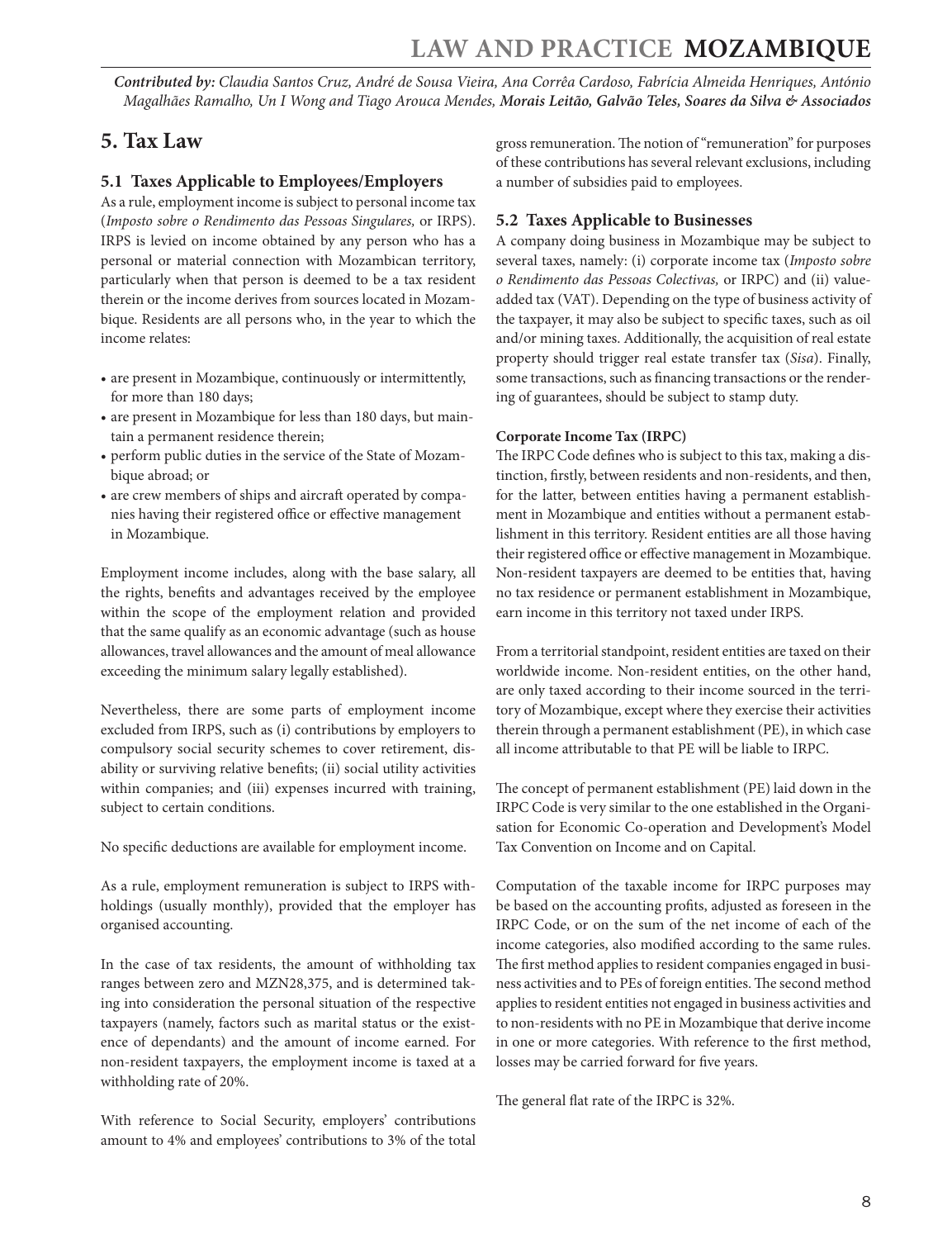## 5. Tax Law

### 5.1 Taxes Applicable to Employees/Employers

As a rule, employment income is subject to personal income tax (*Imposto sobre o Rendimento das Pessoas Singulares,* or IRPS). IRPS is levied on income obtained by any person who has a personal or material connection with Mozambican territory, particularly when that person is deemed to be a tax resident therein or the income derives from sources located in Mozambique. Residents are all persons who, in the year to which the income relates:

- are present in Mozambique, continuously or intermittently, for more than 180 days;
- are present in Mozambique for less than 180 days, but maintain a permanent residence therein;
- perform public duties in the service of the State of Mozambique abroad; or
- are crew members of ships and aircraft operated by companies having their registered office or effective management in Mozambique.

Employment income includes, along with the base salary, all the rights, benefits and advantages received by the employee within the scope of the employment relation and provided that the same qualify as an economic advantage (such as house allowances, travel allowances and the amount of meal allowance exceeding the minimum salary legally established).

Nevertheless, there are some parts of employment income excluded from IRPS, such as (i) contributions by employers to compulsory social security schemes to cover retirement, disability or surviving relative benefits; (ii) social utility activities within companies; and (iii) expenses incurred with training, subject to certain conditions.

No specific deductions are available for employment income.

As a rule, employment remuneration is subject to IRPS withholdings (usually monthly), provided that the employer has organised accounting.

In the case of tax residents, the amount of withholding tax ranges between zero and MZN28,375, and is determined taking into consideration the personal situation of the respective taxpayers (namely, factors such as marital status or the existence of dependants) and the amount of income earned. For non-resident taxpayers, the employment income is taxed at a withholding rate of 20%.

With reference to Social Security, employers' contributions amount to 4% and employees' contributions to 3% of the total gross remuneration. The notion of "remuneration" for purposes of these contributions has several relevant exclusions, including a number of subsidies paid to employees.

### 5.2 Taxes Applicable to Businesses

A company doing business in Mozambique may be subject to several taxes, namely: (i) corporate income tax (*Imposto sobre o Rendimento das Pessoas Colectivas,* or IRPC) and (ii) value-added tax (VAT). Depending on the type of business activity of the taxpayer, it may also be subject to specific taxes, such as oil and/or mining taxes. Additionally, the acquisition of real estate property should trigger real estate transfer tax (*Sisa*). Finally, some transactions, such as financing transactions or the rendering of guarantees, should be subject to stamp duty.

#### Corporate Income Tax (IRPC)

The IRPC Code defines who is subject to this tax, making a distinction, firstly, between residents and non-residents, and then, for the latter, between entities having a permanent establishment in Mozambique and entities without a permanent establishment in this territory. Resident entities are all those having their registered office or effective management in Mozambique. Non-resident taxpayers are deemed to be entities that, having no tax residence or permanent establishment in Mozambique, earn income in this territory not taxed under IRPS.

From a territorial standpoint, resident entities are taxed on their worldwide income. Non-resident entities, on the other hand, are only taxed according to their income sourced in the territory of Mozambique, except where they exercise their activities therein through a permanent establishment (PE), in which case all income attributable to that PE will be liable to IRPC.

The concept of permanent establishment (PE) laid down in the IRPC Code is very similar to the one established in the Organisation for Economic Co-operation and Development's Model Tax Convention on Income and on Capital.

Computation of the taxable income for IRPC purposes may be based on the accounting profits, adjusted as foreseen in the IRPC Code, or on the sum of the net income of each of the income categories, also modified according to the same rules. The first method applies to resident companies engaged in business activities and to PEs of foreign entities. The second method applies to resident entities not engaged in business activities and to non-residents with no PE in Mozambique that derive income in one or more categories. With reference to the first method, losses may be carried forward for five years.

The general flat rate of the IRPC is 32%.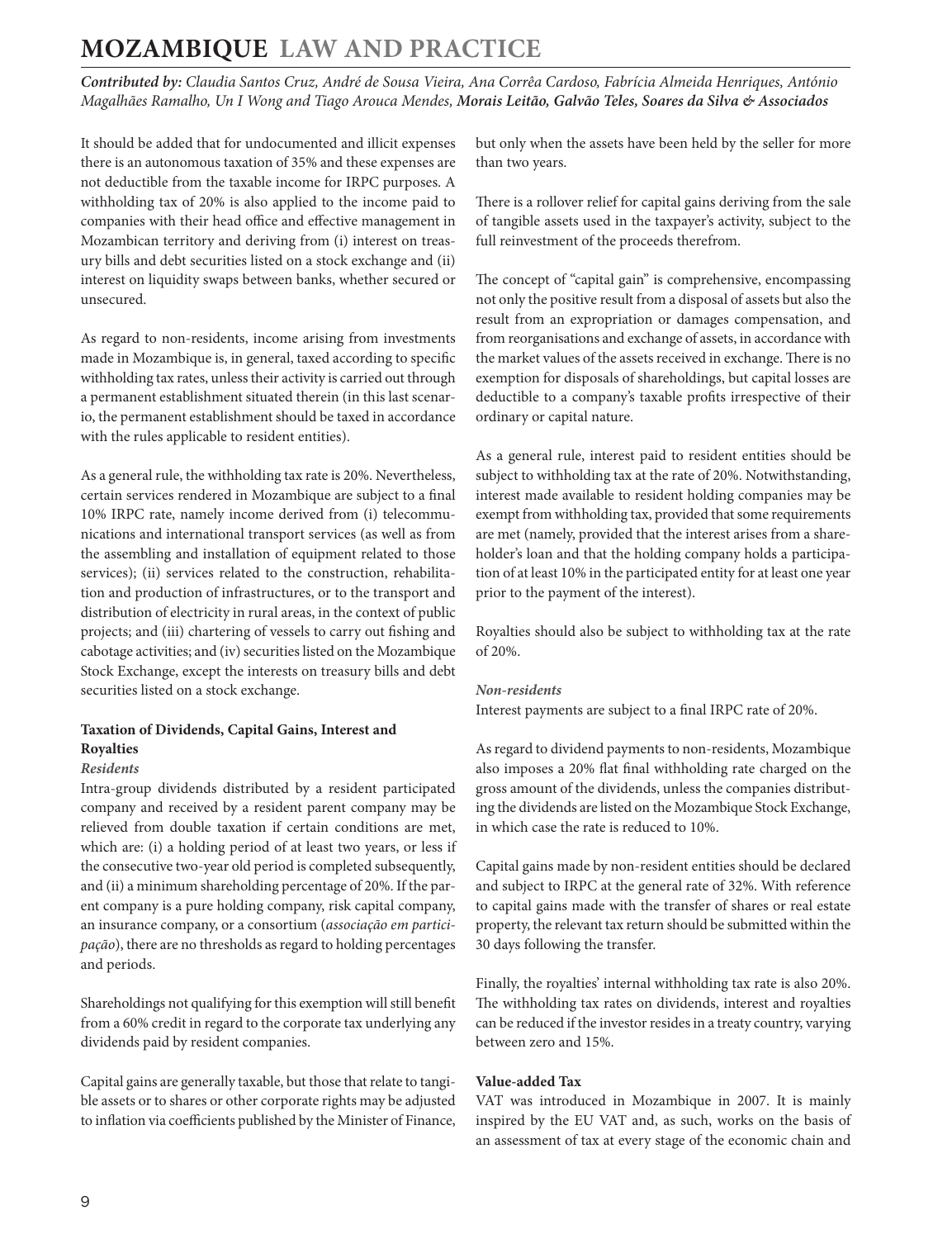It should be added that for undocumented and illicit expenses there is an autonomous taxation of 35% and these expenses are not deductible from the taxable income for IRPC purposes. A withholding tax of 20% is also applied to the income paid to companies with their head office and effective management in Mozambican territory and deriving from (i) interest on treasury bills and debt securities listed on a stock exchange and (ii) interest on liquidity swaps between banks, whether secured or unsecured.

As regard to non-residents, income arising from investments made in Mozambique is, in general, taxed according to specific withholding tax rates, unless their activity is carried out through a permanent establishment situated therein (in this last scenario, the permanent establishment should be taxed in accordance with the rules applicable to resident entities).

As a general rule, the withholding tax rate is 20%. Nevertheless, certain services rendered in Mozambique are subject to a final 10% IRPC rate, namely income derived from (i) telecommunications and international transport services (as well as from the assembling and installation of equipment related to those services); (ii) services related to the construction, rehabilitation and production of infrastructures, or to the transport and distribution of electricity in rural areas, in the context of public projects; and (iii) chartering of vessels to carry out fishing and cabotage activities; and (iv) securities listed on the Mozambique Stock Exchange, except the interests on treasury bills and debt securities listed on a stock exchange.

### Taxation of Dividends, Capital Gains, Interest and Royalties

***Residents***

Intra-group dividends distributed by a resident participated company and received by a resident parent company may be relieved from double taxation if certain conditions are met, which are: (i) a holding period of at least two years, or less if the consecutive two-year old period is completed subsequently, and (ii) a minimum shareholding percentage of 20%. If the parent company is a pure holding company, risk capital company, an insurance company, or a consortium (*associação em participação*), there are no thresholds as regard to holding percentages and periods.

Shareholdings not qualifying for this exemption will still benefit from a 60% credit in regard to the corporate tax underlying any dividends paid by resident companies.

Capital gains are generally taxable, but those that relate to tangible assets or to shares or other corporate rights may be adjusted to inflation via coefficients published by the Minister of Finance, but only when the assets have been held by the seller for more than two years.

There is a rollover relief for capital gains deriving from the sale of tangible assets used in the taxpayer's activity, subject to the full reinvestment of the proceeds therefrom.

The concept of "capital gain" is comprehensive, encompassing not only the positive result from a disposal of assets but also the result from an expropriation or damages compensation, and from reorganisations and exchange of assets, in accordance with the market values of the assets received in exchange. There is no exemption for disposals of shareholdings, but capital losses are deductible to a company's taxable profits irrespective of their ordinary or capital nature.

As a general rule, interest paid to resident entities should be subject to withholding tax at the rate of 20%. Notwithstanding, interest made available to resident holding companies may be exempt from withholding tax, provided that some requirements are met (namely, provided that the interest arises from a shareholder's loan and that the holding company holds a participation of at least 10% in the participated entity for at least one year prior to the payment of the interest).

Royalties should also be subject to withholding tax at the rate of 20%.

***Non-residents***

Interest payments are subject to a final IRPC rate of 20%.

As regard to dividend payments to non-residents, Mozambique also imposes a 20% flat final withholding rate charged on the gross amount of the dividends, unless the companies distributing the dividends are listed on the Mozambique Stock Exchange, in which case the rate is reduced to 10%.

Capital gains made by non-resident entities should be declared and subject to IRPC at the general rate of 32%. With reference to capital gains made with the transfer of shares or real estate property, the relevant tax return should be submitted within the 30 days following the transfer.

Finally, the royalties' internal withholding tax rate is also 20%. The withholding tax rates on dividends, interest and royalties can be reduced if the investor resides in a treaty country, varying between zero and 15%.

### Value-added Tax

VAT was introduced in Mozambique in 2007. It is mainly inspired by the EU VAT and, as such, works on the basis of an assessment of tax at every stage of the economic chain and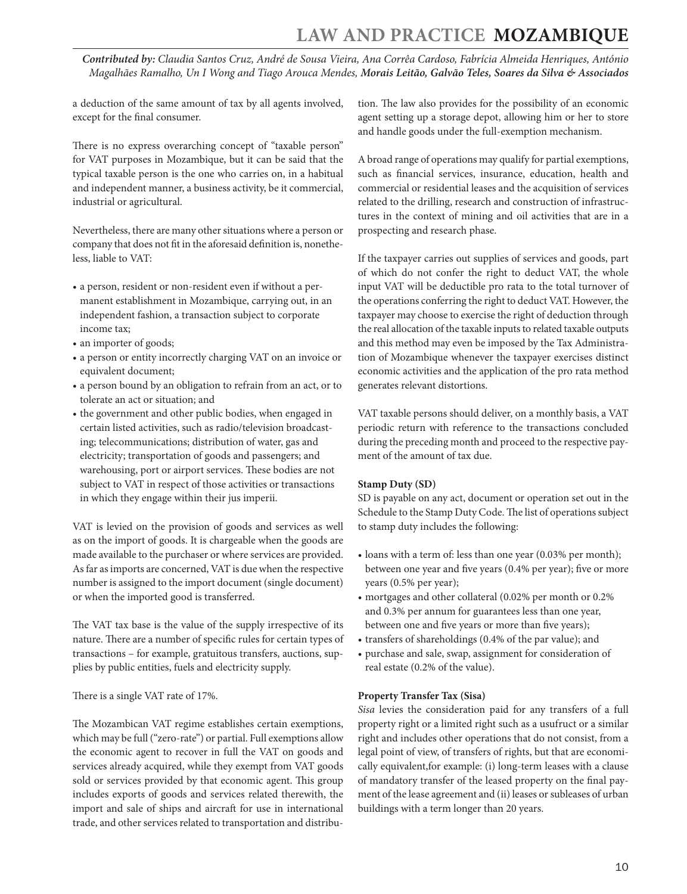a deduction of the same amount of tax by all agents involved, except for the final consumer.

There is no express overarching concept of "taxable person" for VAT purposes in Mozambique, but it can be said that the typical taxable person is the one who carries on, in a habitual and independent manner, a business activity, be it commercial, industrial or agricultural.

Nevertheless, there are many other situations where a person or company that does not fit in the aforesaid definition is, nonetheless, liable to VAT:

- a person, resident or non-resident even if without a permanent establishment in Mozambique, carrying out, in an independent fashion, a transaction subject to corporate income tax;
- an importer of goods;
- a person or entity incorrectly charging VAT on an invoice or equivalent document;
- a person bound by an obligation to refrain from an act, or to tolerate an act or situation; and
- the government and other public bodies, when engaged in certain listed activities, such as radio/television broadcasting; telecommunications; distribution of water, gas and electricity; transportation of goods and passengers; and warehousing, port or airport services. These bodies are not subject to VAT in respect of those activities or transactions in which they engage within their jus imperii.

VAT is levied on the provision of goods and services as well as on the import of goods. It is chargeable when the goods are made available to the purchaser or where services are provided. As far as imports are concerned, VAT is due when the respective number is assigned to the import document (single document) or when the imported good is transferred.

The VAT tax base is the value of the supply irrespective of its nature. There are a number of specific rules for certain types of transactions – for example, gratuitous transfers, auctions, supplies by public entities, fuels and electricity supply.

There is a single VAT rate of 17%.

The Mozambican VAT regime establishes certain exemptions, which may be full ("zero-rate") or partial. Full exemptions allow the economic agent to recover in full the VAT on goods and services already acquired, while they exempt from VAT goods sold or services provided by that economic agent. This group includes exports of goods and services related therewith, the import and sale of ships and aircraft for use in international trade, and other services related to transportation and distribution. The law also provides for the possibility of an economic agent setting up a storage depot, allowing him or her to store and handle goods under the full-exemption mechanism.

A broad range of operations may qualify for partial exemptions, such as financial services, insurance, education, health and commercial or residential leases and the acquisition of services related to the drilling, research and construction of infrastructures in the context of mining and oil activities that are in a prospecting and research phase.

If the taxpayer carries out supplies of services and goods, part of which do not confer the right to deduct VAT, the whole input VAT will be deductible pro rata to the total turnover of the operations conferring the right to deduct VAT. However, the taxpayer may choose to exercise the right of deduction through the real allocation of the taxable inputs to related taxable outputs and this method may even be imposed by the Tax Administration of Mozambique whenever the taxpayer exercises distinct economic activities and the application of the pro rata method generates relevant distortions.

VAT taxable persons should deliver, on a monthly basis, a VAT periodic return with reference to the transactions concluded during the preceding month and proceed to the respective payment of the amount of tax due.

**Stamp Duty (SD)**

SD is payable on any act, document or operation set out in the Schedule to the Stamp Duty Code. The list of operations subject to stamp duty includes the following:

- loans with a term of: less than one year (0.03% per month); between one year and five years (0.4% per year); five or more years (0.5% per year);
- mortgages and other collateral (0.02% per month or 0.2% and 0.3% per annum for guarantees less than one year, between one and five years or more than five years);
- transfers of shareholdings (0.4% of the par value); and
- purchase and sale, swap, assignment for consideration of real estate (0.2% of the value).

**Property Transfer Tax (Sisa)**

*Sisa* levies the consideration paid for any transfers of a full property right or a limited right such as a usufruct or a similar right and includes other operations that do not consist, from a legal point of view, of transfers of rights, but that are economically equivalent,for example: (i) long-term leases with a clause of mandatory transfer of the leased property on the final payment of the lease agreement and (ii) leases or subleases of urban buildings with a term longer than 20 years.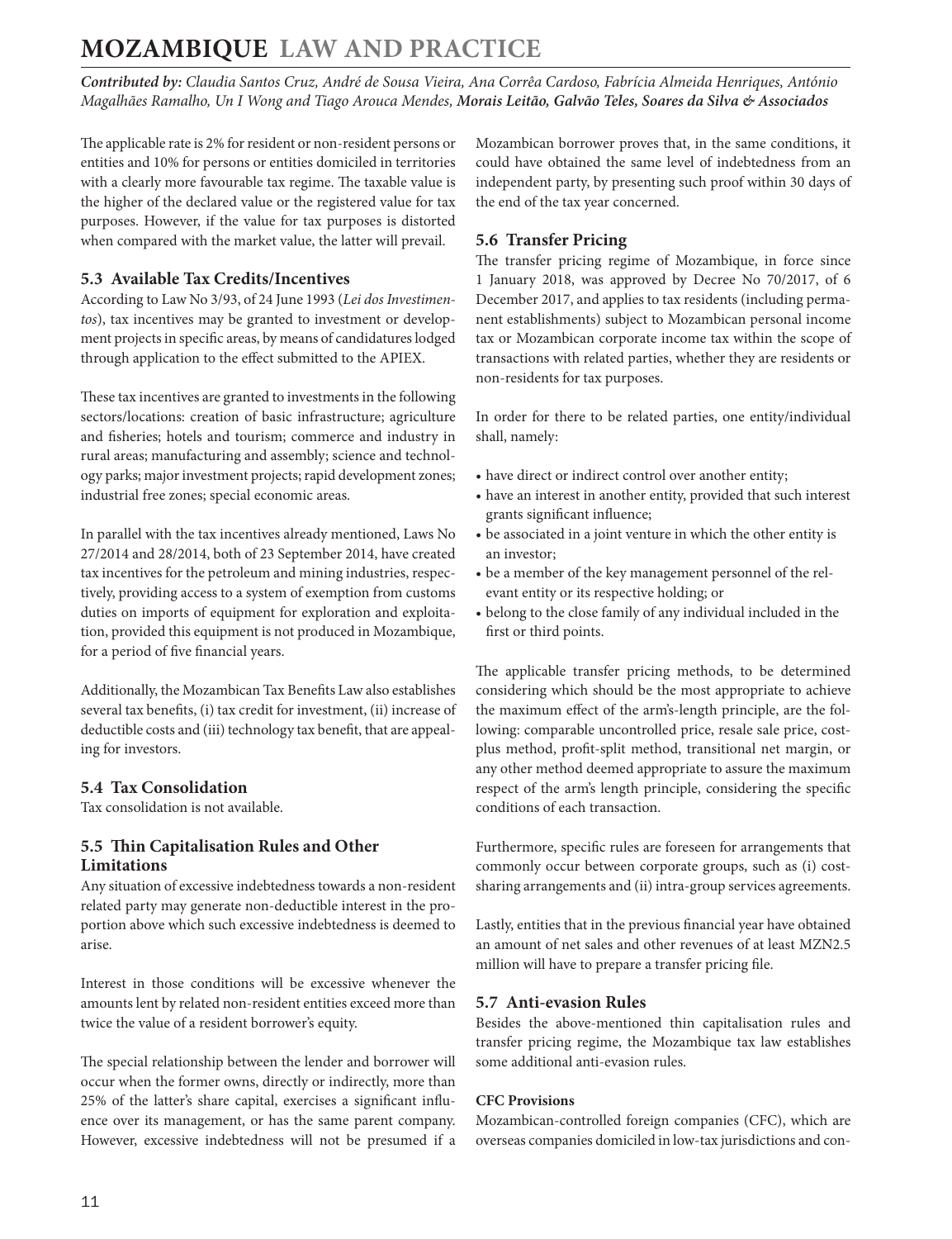The applicable rate is 2% for resident or non-resident persons or entities and 10% for persons or entities domiciled in territories with a clearly more favourable tax regime. The taxable value is the higher of the declared value or the registered value for tax purposes. However, if the value for tax purposes is distorted when compared with the market value, the latter will prevail.

### 5.3 Available Tax Credits/Incentives

According to Law No 3/93, of 24 June 1993 (*Lei dos Investimentos*), tax incentives may be granted to investment or development projects in specific areas, by means of candidatures lodged through application to the effect submitted to the APIEX.

These tax incentives are granted to investments in the following sectors/locations: creation of basic infrastructure; agriculture and fisheries; hotels and tourism; commerce and industry in rural areas; manufacturing and assembly; science and technology parks; major investment projects; rapid development zones; industrial free zones; special economic areas.

In parallel with the tax incentives already mentioned, Laws No 27/2014 and 28/2014, both of 23 September 2014, have created tax incentives for the petroleum and mining industries, respectively, providing access to a system of exemption from customs duties on imports of equipment for exploration and exploitation, provided this equipment is not produced in Mozambique, for a period of five financial years.

Additionally, the Mozambican Tax Benefits Law also establishes several tax benefits, (i) tax credit for investment, (ii) increase of deductible costs and (iii) technology tax benefit, that are appealing for investors.

### 5.4 Tax Consolidation

Tax consolidation is not available.

### 5.5 Thin Capitalisation Rules and Other Limitations

Any situation of excessive indebtedness towards a non-resident related party may generate non-deductible interest in the proportion above which such excessive indebtedness is deemed to arise.

Interest in those conditions will be excessive whenever the amounts lent by related non-resident entities exceed more than twice the value of a resident borrower's equity.

The special relationship between the lender and borrower will occur when the former owns, directly or indirectly, more than 25% of the latter's share capital, exercises a significant influence over its management, or has the same parent company. However, excessive indebtedness will not be presumed if a Mozambican borrower proves that, in the same conditions, it could have obtained the same level of indebtedness from an independent party, by presenting such proof within 30 days of the end of the tax year concerned.

### 5.6 Transfer Pricing

The transfer pricing regime of Mozambique, in force since 1 January 2018, was approved by Decree No 70/2017, of 6 December 2017, and applies to tax residents (including permanent establishments) subject to Mozambican personal income tax or Mozambican corporate income tax within the scope of transactions with related parties, whether they are residents or non-residents for tax purposes.

In order for there to be related parties, one entity/individual shall, namely:

- have direct or indirect control over another entity;
- have an interest in another entity, provided that such interest grants significant influence;
- be associated in a joint venture in which the other entity is an investor;
- be a member of the key management personnel of the relevant entity or its respective holding; or
- belong to the close family of any individual included in the first or third points.

The applicable transfer pricing methods, to be determined considering which should be the most appropriate to achieve the maximum effect of the arm's-length principle, are the following: comparable uncontrolled price, resale sale price, cost-plus method, profit-split method, transitional net margin, or any other method deemed appropriate to assure the maximum respect of the arm's length principle, considering the specific conditions of each transaction.

Furthermore, specific rules are foreseen for arrangements that commonly occur between corporate groups, such as (i) cost-sharing arrangements and (ii) intra-group services agreements.

Lastly, entities that in the previous financial year have obtained an amount of net sales and other revenues of at least MZN2.5 million will have to prepare a transfer pricing file.

### 5.7 Anti-evasion Rules

Besides the above-mentioned thin capitalisation rules and transfer pricing regime, the Mozambique tax law establishes some additional anti-evasion rules.

**CFC Provisions**

Mozambican-controlled foreign companies (CFC), which are overseas companies domiciled in low-tax jurisdictions and con-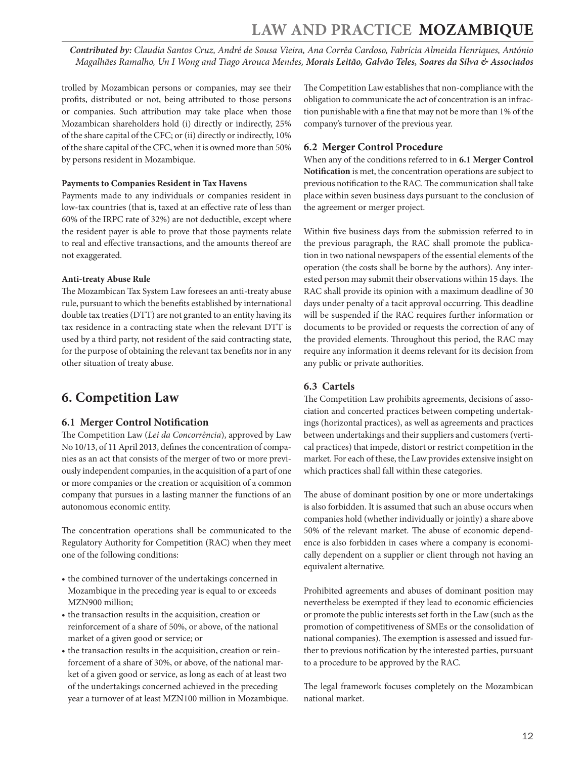trolled by Mozambican persons or companies, may see their profits, distributed or not, being attributed to those persons or companies. Such attribution may take place when those Mozambican shareholders hold (i) directly or indirectly, 25% of the share capital of the CFC; or (ii) directly or indirectly, 10% of the share capital of the CFC, when it is owned more than 50% by persons resident in Mozambique.

**Payments to Companies Resident in Tax Havens**

Payments made to any individuals or companies resident in low-tax countries (that is, taxed at an effective rate of less than 60% of the IRPC rate of 32%) are not deductible, except where the resident payer is able to prove that those payments relate to real and effective transactions, and the amounts thereof are not exaggerated.

**Anti-treaty Abuse Rule**

The Mozambican Tax System Law foresees an anti-treaty abuse rule, pursuant to which the benefits established by international double tax treaties (DTT) are not granted to an entity having its tax residence in a contracting state when the relevant DTT is used by a third party, not resident of the said contracting state, for the purpose of obtaining the relevant tax benefits nor in any other situation of treaty abuse.

# 6. Competition Law

## 6.1 Merger Control Notification

The Competition Law (*Lei da Concorrência*), approved by Law No 10/13, of 11 April 2013, defines the concentration of companies as an act that consists of the merger of two or more previously independent companies, in the acquisition of a part of one or more companies or the creation or acquisition of a common company that pursues in a lasting manner the functions of an autonomous economic entity.

The concentration operations shall be communicated to the Regulatory Authority for Competition (RAC) when they meet one of the following conditions:

- the combined turnover of the undertakings concerned in Mozambique in the preceding year is equal to or exceeds MZN900 million;
- the transaction results in the acquisition, creation or reinforcement of a share of 50%, or above, of the national market of a given good or service; or
- the transaction results in the acquisition, creation or reinforcement of a share of 30%, or above, of the national market of a given good or service, as long as each of at least two of the undertakings concerned achieved in the preceding year a turnover of at least MZN100 million in Mozambique.

The Competition Law establishes that non-compliance with the obligation to communicate the act of concentration is an infraction punishable with a fine that may not be more than 1% of the company's turnover of the previous year.

## 6.2 Merger Control Procedure

When any of the conditions referred to in **6.1 Merger Control Notification** is met, the concentration operations are subject to previous notification to the RAC. The communication shall take place within seven business days pursuant to the conclusion of the agreement or merger project.

Within five business days from the submission referred to in the previous paragraph, the RAC shall promote the publication in two national newspapers of the essential elements of the operation (the costs shall be borne by the authors). Any interested person may submit their observations within 15 days. The RAC shall provide its opinion with a maximum deadline of 30 days under penalty of a tacit approval occurring. This deadline will be suspended if the RAC requires further information or documents to be provided or requests the correction of any of the provided elements. Throughout this period, the RAC may require any information it deems relevant for its decision from any public or private authorities.

## 6.3 Cartels

The Competition Law prohibits agreements, decisions of association and concerted practices between competing undertakings (horizontal practices), as well as agreements and practices between undertakings and their suppliers and customers (vertical practices) that impede, distort or restrict competition in the market. For each of these, the Law provides extensive insight on which practices shall fall within these categories.

The abuse of dominant position by one or more undertakings is also forbidden. It is assumed that such an abuse occurs when companies hold (whether individually or jointly) a share above 50% of the relevant market. The abuse of economic dependence is also forbidden in cases where a company is economically dependent on a supplier or client through not having an equivalent alternative.

Prohibited agreements and abuses of dominant position may nevertheless be exempted if they lead to economic efficiencies or promote the public interests set forth in the Law (such as the promotion of competitiveness of SMEs or the consolidation of national companies). The exemption is assessed and issued further to previous notification by the interested parties, pursuant to a procedure to be approved by the RAC.

The legal framework focuses completely on the Mozambican national market.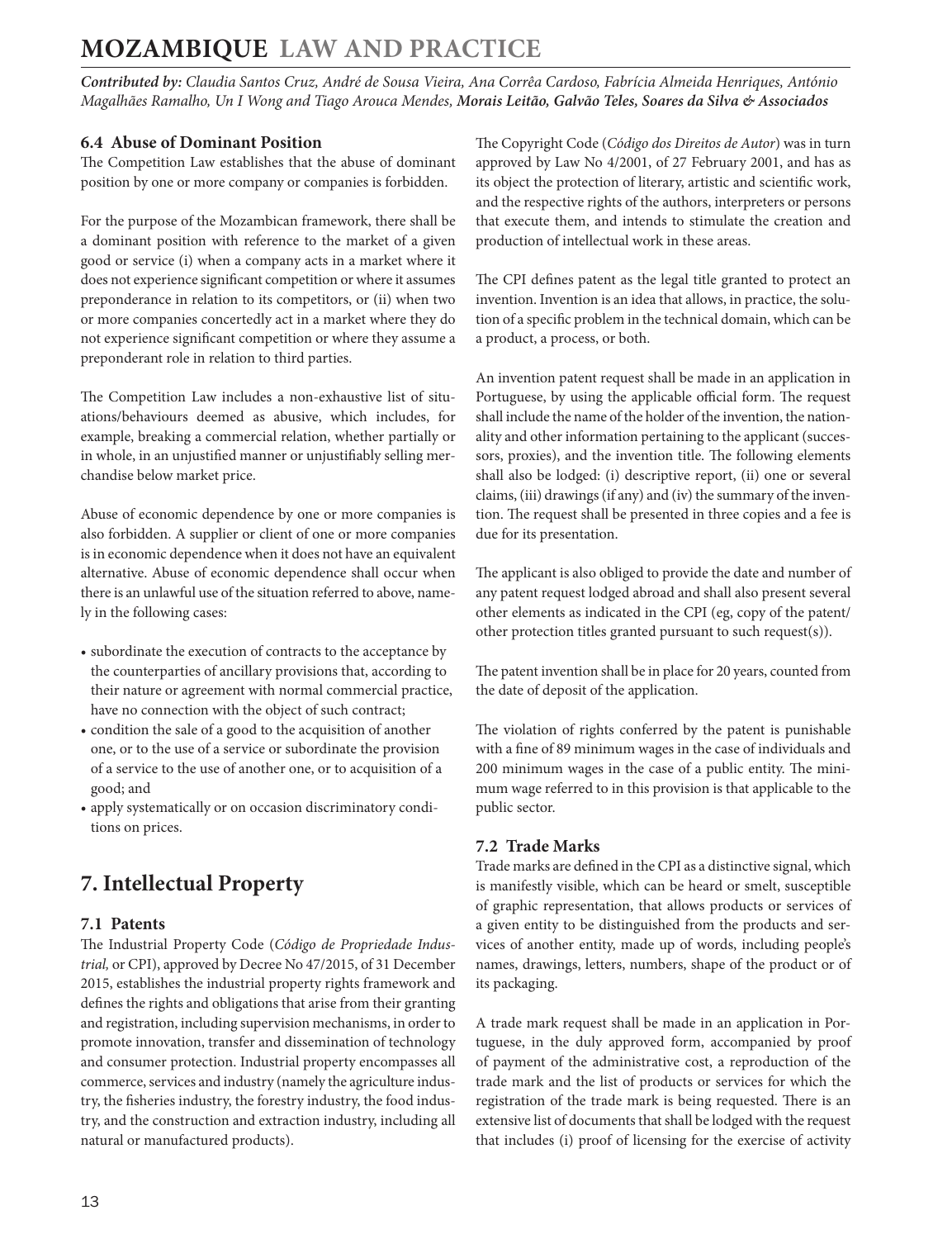### 6.4 Abuse of Dominant Position

The Competition Law establishes that the abuse of dominant position by one or more company or companies is forbidden.

For the purpose of the Mozambican framework, there shall be a dominant position with reference to the market of a given good or service (i) when a company acts in a market where it does not experience significant competition or where it assumes preponderance in relation to its competitors, or (ii) when two or more companies concertedly act in a market where they do not experience significant competition or where they assume a preponderant role in relation to third parties.

The Competition Law includes a non-exhaustive list of situations/behaviours deemed as abusive, which includes, for example, breaking a commercial relation, whether partially or in whole, in an unjustified manner or unjustifiably selling merchandise below market price.

Abuse of economic dependence by one or more companies is also forbidden. A supplier or client of one or more companies is in economic dependence when it does not have an equivalent alternative. Abuse of economic dependence shall occur when there is an unlawful use of the situation referred to above, namely in the following cases:

- subordinate the execution of contracts to the acceptance by the counterparties of ancillary provisions that, according to their nature or agreement with normal commercial practice, have no connection with the object of such contract;
- condition the sale of a good to the acquisition of another one, or to the use of a service or subordinate the provision of a service to the use of another one, or to acquisition of a good; and
- apply systematically or on occasion discriminatory conditions on prices.

## 7. Intellectual Property

### 7.1 Patents

The Industrial Property Code (*Código de Propriedade Industrial,* or CPI), approved by Decree No 47/2015, of 31 December 2015, establishes the industrial property rights framework and defines the rights and obligations that arise from their granting and registration, including supervision mechanisms, in order to promote innovation, transfer and dissemination of technology and consumer protection. Industrial property encompasses all commerce, services and industry (namely the agriculture industry, the fisheries industry, the forestry industry, the food industry, and the construction and extraction industry, including all natural or manufactured products).

The Copyright Code (*Código dos Direitos de Autor*) was in turn approved by Law No 4/2001, of 27 February 2001, and has as its object the protection of literary, artistic and scientific work, and the respective rights of the authors, interpreters or persons that execute them, and intends to stimulate the creation and production of intellectual work in these areas.

The CPI defines patent as the legal title granted to protect an invention. Invention is an idea that allows, in practice, the solution of a specific problem in the technical domain, which can be a product, a process, or both.

An invention patent request shall be made in an application in Portuguese, by using the applicable official form. The request shall include the name of the holder of the invention, the nationality and other information pertaining to the applicant (successors, proxies), and the invention title. The following elements shall also be lodged: (i) descriptive report, (ii) one or several claims, (iii) drawings (if any) and (iv) the summary of the invention. The request shall be presented in three copies and a fee is due for its presentation.

The applicant is also obliged to provide the date and number of any patent request lodged abroad and shall also present several other elements as indicated in the CPI (eg, copy of the patent/other protection titles granted pursuant to such request(s)).

The patent invention shall be in place for 20 years, counted from the date of deposit of the application.

The violation of rights conferred by the patent is punishable with a fine of 89 minimum wages in the case of individuals and 200 minimum wages in the case of a public entity. The minimum wage referred to in this provision is that applicable to the public sector.

### 7.2 Trade Marks

Trade marks are defined in the CPI as a distinctive signal, which is manifestly visible, which can be heard or smelt, susceptible of graphic representation, that allows products or services of a given entity to be distinguished from the products and services of another entity, made up of words, including people's names, drawings, letters, numbers, shape of the product or of its packaging.

A trade mark request shall be made in an application in Portuguese, in the duly approved form, accompanied by proof of payment of the administrative cost, a reproduction of the trade mark and the list of products or services for which the registration of the trade mark is being requested. There is an extensive list of documents that shall be lodged with the request that includes (i) proof of licensing for the exercise of activity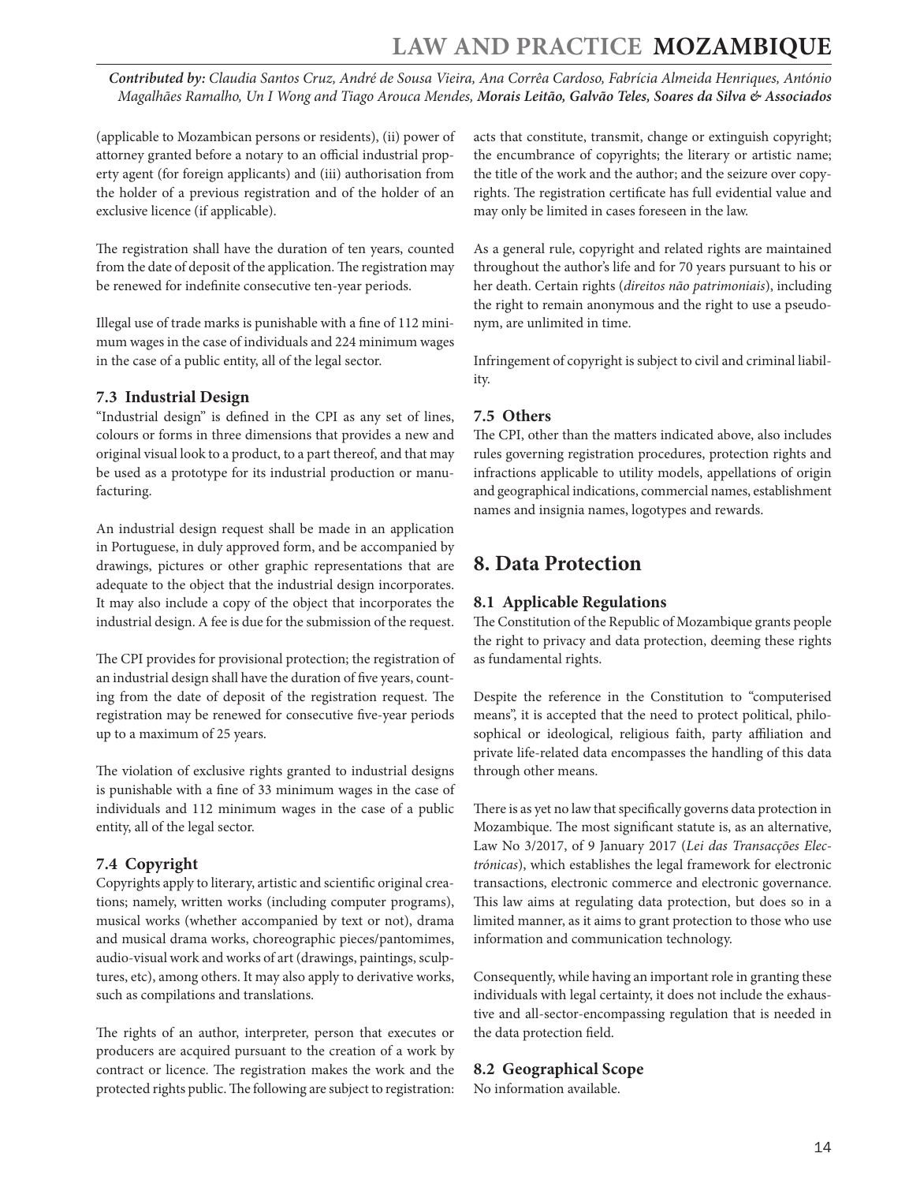(applicable to Mozambican persons or residents), (ii) power of attorney granted before a notary to an official industrial property agent (for foreign applicants) and (iii) authorisation from the holder of a previous registration and of the holder of an exclusive licence (if applicable).

The registration shall have the duration of ten years, counted from the date of deposit of the application. The registration may be renewed for indefinite consecutive ten-year periods.

Illegal use of trade marks is punishable with a fine of 112 minimum wages in the case of individuals and 224 minimum wages in the case of a public entity, all of the legal sector.

### 7.3 Industrial Design

"Industrial design" is defined in the CPI as any set of lines, colours or forms in three dimensions that provides a new and original visual look to a product, to a part thereof, and that may be used as a prototype for its industrial production or manufacturing.

An industrial design request shall be made in an application in Portuguese, in duly approved form, and be accompanied by drawings, pictures or other graphic representations that are adequate to the object that the industrial design incorporates. It may also include a copy of the object that incorporates the industrial design. A fee is due for the submission of the request.

The CPI provides for provisional protection; the registration of an industrial design shall have the duration of five years, counting from the date of deposit of the registration request. The registration may be renewed for consecutive five-year periods up to a maximum of 25 years.

The violation of exclusive rights granted to industrial designs is punishable with a fine of 33 minimum wages in the case of individuals and 112 minimum wages in the case of a public entity, all of the legal sector.

### 7.4 Copyright

Copyrights apply to literary, artistic and scientific original creations; namely, written works (including computer programs), musical works (whether accompanied by text or not), drama and musical drama works, choreographic pieces/pantomimes, audio-visual work and works of art (drawings, paintings, sculptures, etc), among others. It may also apply to derivative works, such as compilations and translations.

The rights of an author, interpreter, person that executes or producers are acquired pursuant to the creation of a work by contract or licence. The registration makes the work and the protected rights public. The following are subject to registration: acts that constitute, transmit, change or extinguish copyright; the encumbrance of copyrights; the literary or artistic name; the title of the work and the author; and the seizure over copyrights. The registration certificate has full evidential value and may only be limited in cases foreseen in the law.

As a general rule, copyright and related rights are maintained throughout the author's life and for 70 years pursuant to his or her death. Certain rights (*direitos não patrimoniais*), including the right to remain anonymous and the right to use a pseudonym, are unlimited in time.

Infringement of copyright is subject to civil and criminal liability.

### 7.5 Others

The CPI, other than the matters indicated above, also includes rules governing registration procedures, protection rights and infractions applicable to utility models, appellations of origin and geographical indications, commercial names, establishment names and insignia names, logotypes and rewards.

## 8. Data Protection

### 8.1 Applicable Regulations

The Constitution of the Republic of Mozambique grants people the right to privacy and data protection, deeming these rights as fundamental rights.

Despite the reference in the Constitution to "computerised means", it is accepted that the need to protect political, philosophical or ideological, religious faith, party affiliation and private life-related data encompasses the handling of this data through other means.

There is as yet no law that specifically governs data protection in Mozambique. The most significant statute is, as an alternative, Law No 3/2017, of 9 January 2017 (*Lei das Transacções Electrónicas*), which establishes the legal framework for electronic transactions, electronic commerce and electronic governance. This law aims at regulating data protection, but does so in a limited manner, as it aims to grant protection to those who use information and communication technology.

Consequently, while having an important role in granting these individuals with legal certainty, it does not include the exhaustive and all-sector-encompassing regulation that is needed in the data protection field.

### 8.2 Geographical Scope

No information available.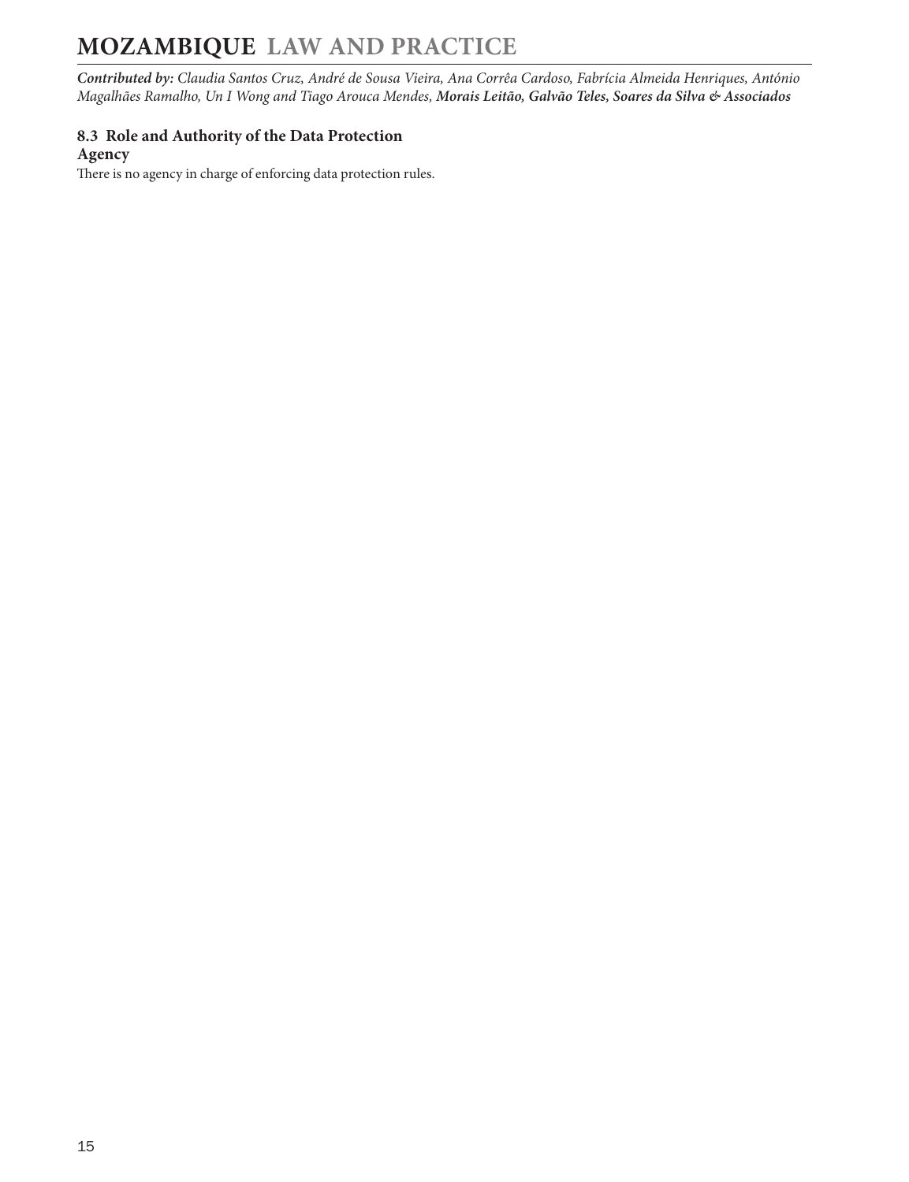### 8.3 Role and Authority of the Data Protection Agency

There is no agency in charge of enforcing data protection rules.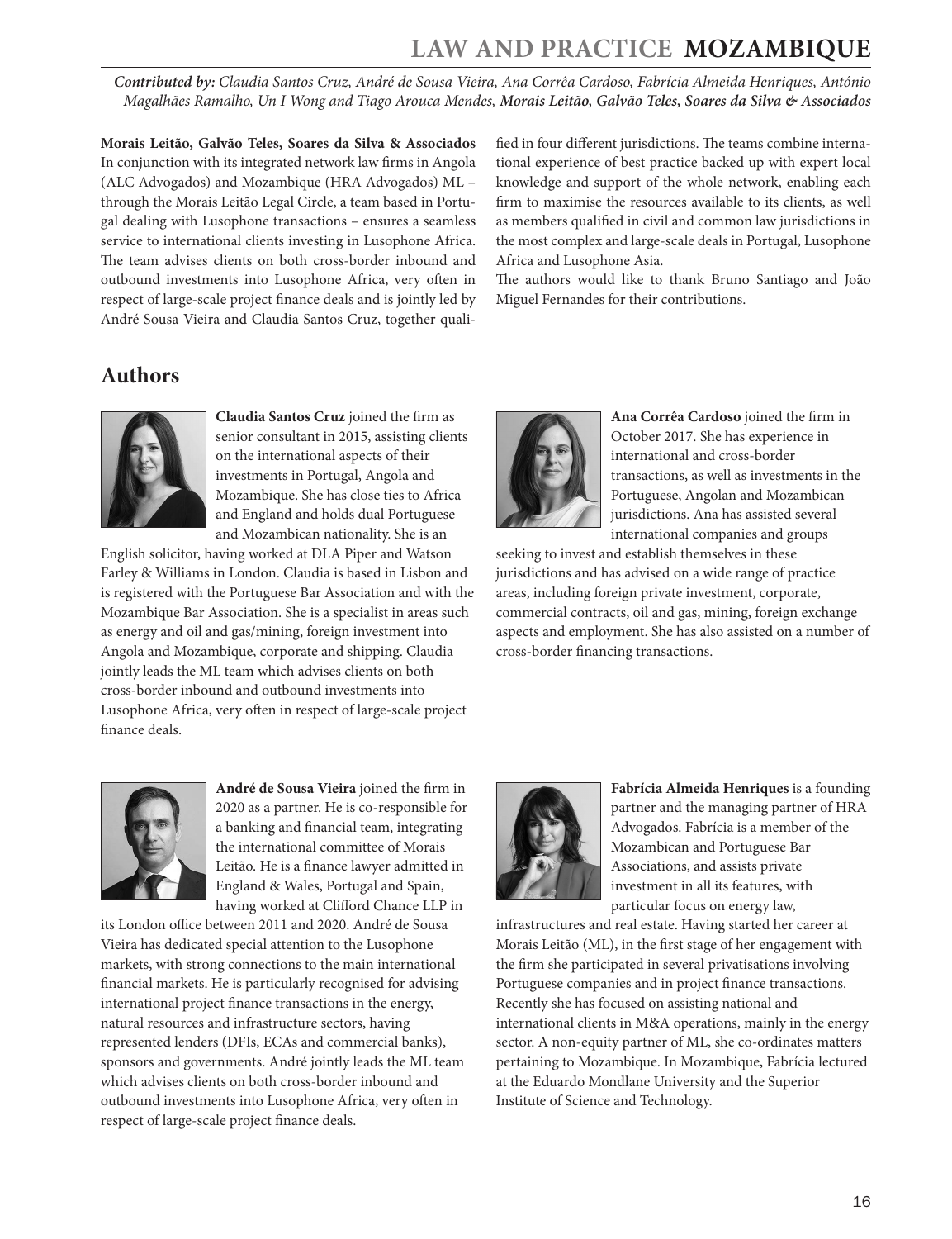*Contributed by:* *Claudia Santos Cruz, André de Sousa Vieira, Ana Corrêa Cardoso, Fabrícia Almeida Henriques, António Magalhães Ramalho, Un I Wong and Tiago Arouca Mendes,* ***Morais Leitão, Galvão Teles, Soares da Silva & Associados***

**Morais Leitão, Galvão Teles, Soares da Silva & Associados** In conjunction with its integrated network law firms in Angola (ALC Advogados) and Mozambique (HRA Advogados) ML – through the Morais Leitão Legal Circle, a team based in Portugal dealing with Lusophone transactions – ensures a seamless service to international clients investing in Lusophone Africa. The team advises clients on both cross-border inbound and outbound investments into Lusophone Africa, very often in respect of large-scale project finance deals and is jointly led by André Sousa Vieira and Claudia Santos Cruz, together qualified in four different jurisdictions. The teams combine international experience of best practice backed up with expert local knowledge and support of the whole network, enabling each firm to maximise the resources available to its clients, as well as members qualified in civil and common law jurisdictions in the most complex and large-scale deals in Portugal, Lusophone Africa and Lusophone Asia.

The authors would like to thank Bruno Santiago and João Miguel Fernandes for their contributions.

## Authors

**Claudia Santos Cruz** joined the firm as senior consultant in 2015, assisting clients on the international aspects of their investments in Portugal, Angola and Mozambique. She has close ties to Africa and England and holds dual Portuguese and Mozambican nationality. She is an English solicitor, having worked at DLA Piper and Watson Farley & Williams in London. Claudia is based in Lisbon and is registered with the Portuguese Bar Association and with the Mozambique Bar Association. She is a specialist in areas such as energy and oil and gas/mining, foreign investment into Angola and Mozambique, corporate and shipping. Claudia jointly leads the ML team which advises clients on both cross-border inbound and outbound investments into Lusophone Africa, very often in respect of large-scale project finance deals.

**Ana Corrêa Cardoso** joined the firm in October 2017. She has experience in international and cross-border transactions, as well as investments in the Portuguese, Angolan and Mozambican jurisdictions. Ana has assisted several international companies and groups seeking to invest and establish themselves in these jurisdictions and has advised on a wide range of practice areas, including foreign private investment, corporate, commercial contracts, oil and gas, mining, foreign exchange aspects and employment. She has also assisted on a number of cross-border financing transactions.

**André de Sousa Vieira** joined the firm in 2020 as a partner. He is co-responsible for a banking and financial team, integrating the international committee of Morais Leitão. He is a finance lawyer admitted in England & Wales, Portugal and Spain, having worked at Clifford Chance LLP in its London office between 2011 and 2020. André de Sousa Vieira has dedicated special attention to the Lusophone markets, with strong connections to the main international financial markets. He is particularly recognised for advising international project finance transactions in the energy, natural resources and infrastructure sectors, having represented lenders (DFIs, ECAs and commercial banks), sponsors and governments. André jointly leads the ML team which advises clients on both cross-border inbound and outbound investments into Lusophone Africa, very often in respect of large-scale project finance deals.

**Fabrícia Almeida Henriques** is a founding partner and the managing partner of HRA Advogados. Fabrícia is a member of the Mozambican and Portuguese Bar Associations, and assists private investment in all its features, with particular focus on energy law, infrastructures and real estate. Having started her career at Morais Leitão (ML), in the first stage of her engagement with the firm she participated in several privatisations involving Portuguese companies and in project finance transactions. Recently she has focused on assisting national and international clients in M&A operations, mainly in the energy sector. A non-equity partner of ML, she co-ordinates matters pertaining to Mozambique. In Mozambique, Fabrícia lectured at the Eduardo Mondlane University and the Superior Institute of Science and Technology.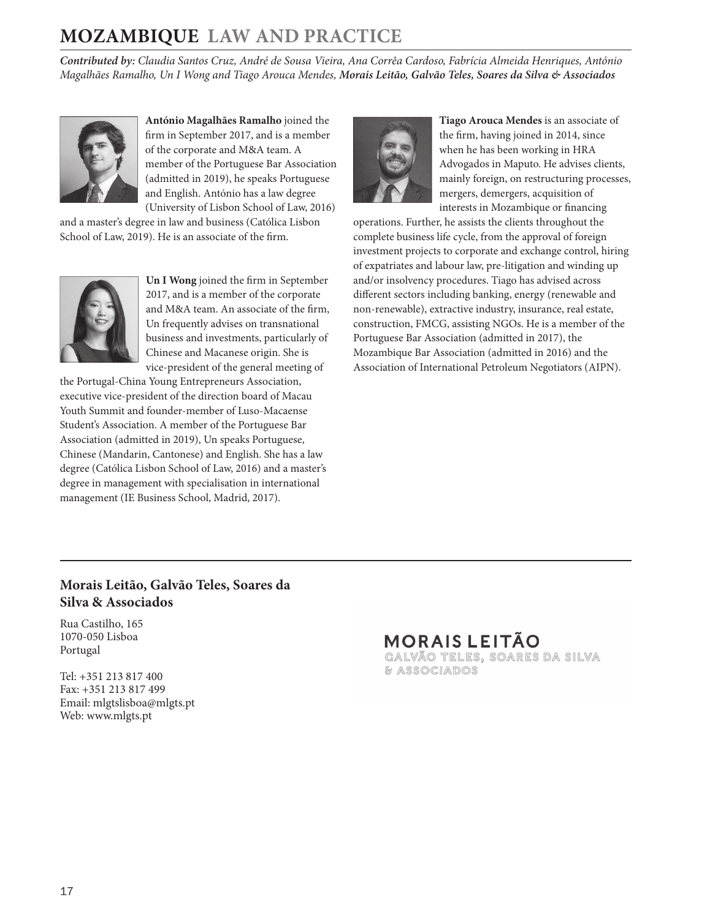**António Magalhães Ramalho** joined the firm in September 2017, and is a member of the corporate and M&A team. A member of the Portuguese Bar Association (admitted in 2019), he speaks Portuguese and English. António has a law degree (University of Lisbon School of Law, 2016) and a master's degree in law and business (Católica Lisbon School of Law, 2019). He is an associate of the firm.

**Un I Wong** joined the firm in September 2017, and is a member of the corporate and M&A team. An associate of the firm, Un frequently advises on transnational business and investments, particularly of Chinese and Macanese origin. She is vice-president of the general meeting of the Portugal-China Young Entrepreneurs Association, executive vice-president of the direction board of Macau Youth Summit and founder-member of Luso-Macaense Student's Association. A member of the Portuguese Bar Association (admitted in 2019), Un speaks Portuguese, Chinese (Mandarin, Cantonese) and English. She has a law degree (Católica Lisbon School of Law, 2016) and a master's degree in management with specialisation in international management (IE Business School, Madrid, 2017).

**Tiago Arouca Mendes** is an associate of the firm, having joined in 2014, since when he has been working in HRA Advogados in Maputo. He advises clients, mainly foreign, on restructuring processes, mergers, demergers, acquisition of interests in Mozambique or financing operations. Further, he assists the clients throughout the complete business life cycle, from the approval of foreign investment projects to corporate and exchange control, hiring of expatriates and labour law, pre-litigation and winding up and/or insolvency procedures. Tiago has advised across different sectors including banking, energy (renewable and non-renewable), extractive industry, insurance, real estate, construction, FMCG, assisting NGOs. He is a member of the Portuguese Bar Association (admitted in 2017), the Mozambique Bar Association (admitted in 2016) and the Association of International Petroleum Negotiators (AIPN).

---

## Morais Leitão, Galvão Teles, Soares da Silva & Associados

Rua Castilho, 165
1070-050 Lisboa
Portugal

Tel: +351 213 817 400
Fax: +351 213 817 499
Email: mlgtslisboa@mlgts.pt
Web: www.mlgts.pt

MORAIS LEITÃO
GALVÃO TELES, SOARES DA SILVA
& ASSOCIADOS